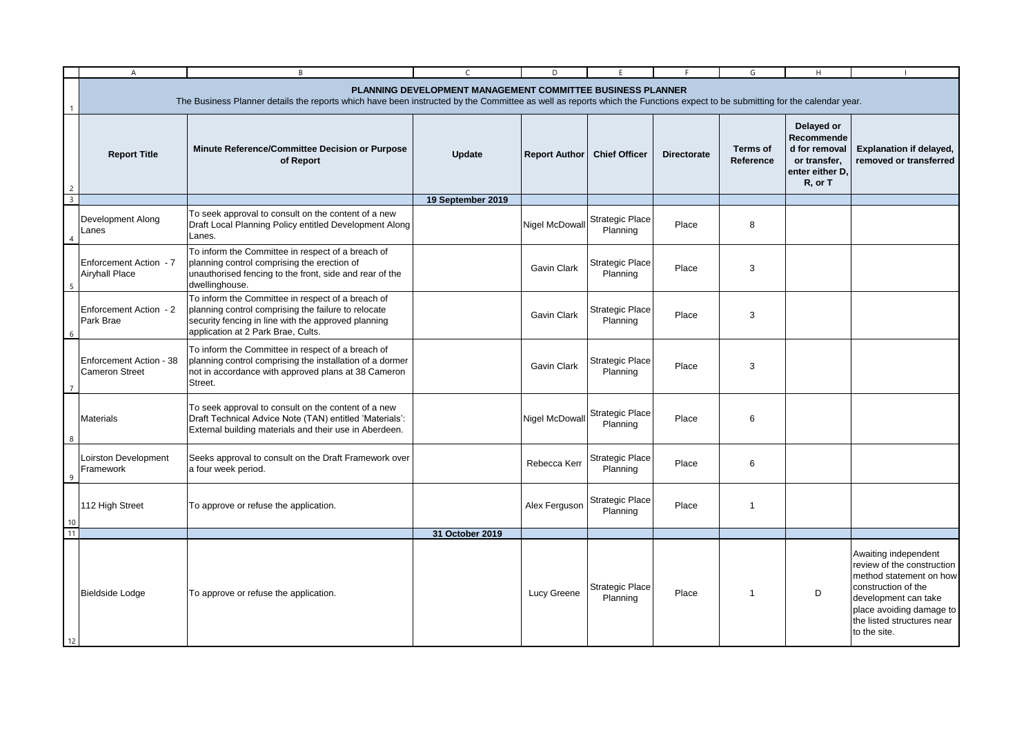# PLANNING DEVELOPMENT MANAGEMENT COMMITTEE BUSINESS PLANNER

The Business Planner details the reports which have been instructed by the Committee as well as reports which the Functions expect to be submitting for the calendar year.

| Report Title | Minute Reference/Committee Decision or Purpose of Report | Update | Report Author | Chief Officer | Directorate | Terms of Reference | Delayed or Recommended for removal or transfer, enter either D, R, or T | Explanation if delayed, removed or transferred |
|---|---|---|---|---|---|---|---|---|
| | | **19 September 2019** | | | | | | |
| Development Along Lanes | To seek approval to consult on the content of a new Draft Local Planning Policy entitled Development Along Lanes. | | Nigel McDowall | Strategic Place Planning | Place | 8 | | |
| Enforcement Action - 7 Airyhall Place | To inform the Committee in respect of a breach of planning control comprising the erection of unauthorised fencing to the front, side and rear of the dwellinghouse. | | Gavin Clark | Strategic Place Planning | Place | 3 | | |
| Enforcement Action - 2 Park Brae | To inform the Committee in respect of a breach of planning control comprising the failure to relocate security fencing in line with the approved planning application at 2 Park Brae, Cults. | | Gavin Clark | Strategic Place Planning | Place | 3 | | |
| Enforcement Action - 38 Cameron Street | To inform the Committee in respect of a breach of planning control comprising the installation of a dormer not in accordance with approved plans at 38 Cameron Street. | | Gavin Clark | Strategic Place Planning | Place | 3 | | |
| Materials | To seek approval to consult on the content of a new Draft Technical Advice Note (TAN) entitled 'Materials': External building materials and their use in Aberdeen. | | Nigel McDowall | Strategic Place Planning | Place | 6 | | |
| Loirston Development Framework | Seeks approval to consult on the Draft Framework over a four week period. | | Rebecca Kerr | Strategic Place Planning | Place | 6 | | |
| 112 High Street | To approve or refuse the application. | | Alex Ferguson | Strategic Place Planning | Place | 1 | | |
| | | **31 October 2019** | | | | | | |
| Bieldside Lodge | To approve or refuse the application. | | Lucy Greene | Strategic Place Planning | Place | 1 | D | Awaiting independent review of the construction method statement on how construction of the development can take place avoiding damage to the listed structures near to the site. |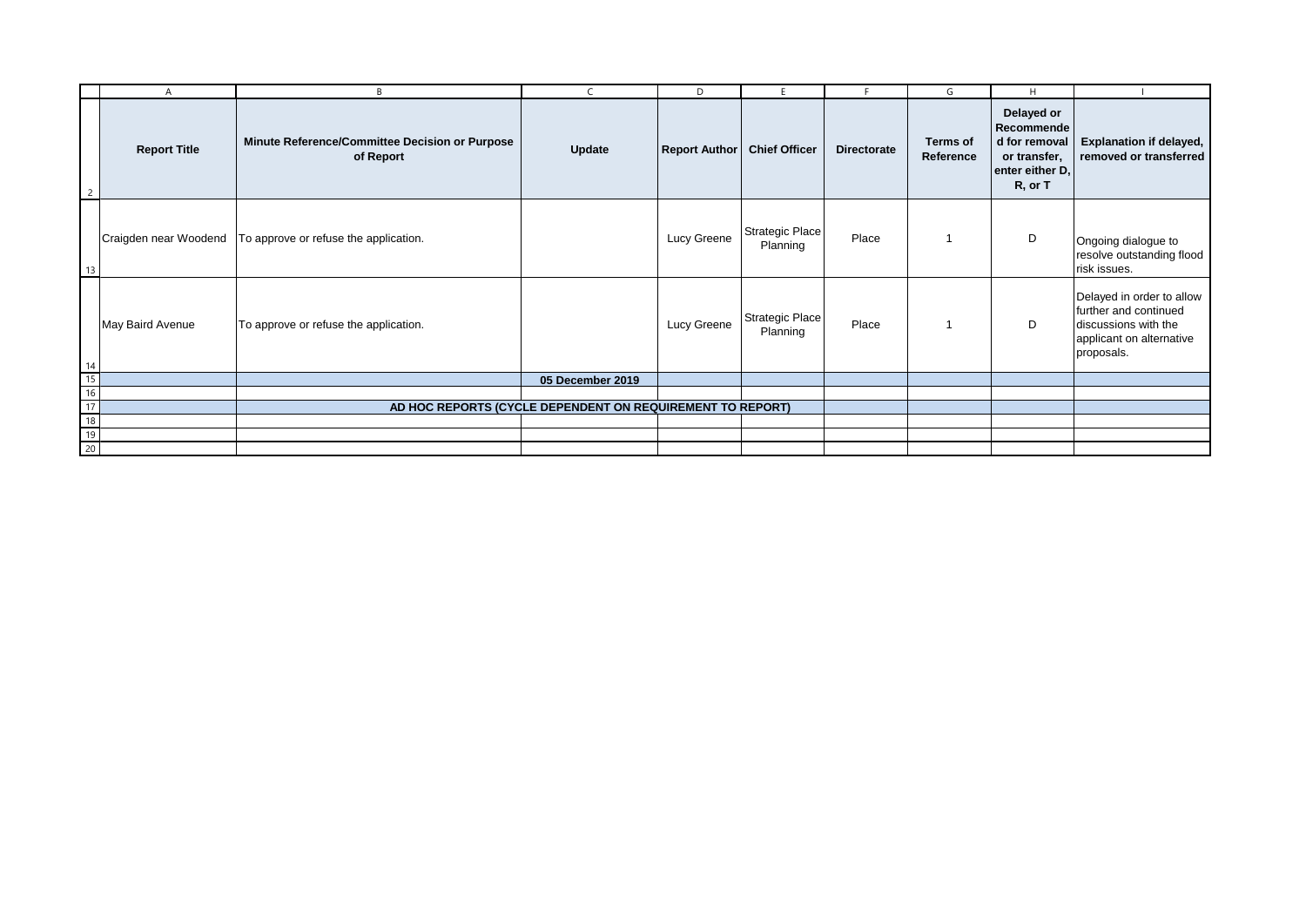| Report Title | Minute Reference/Committee Decision or Purpose of Report | Update | Report Author | Chief Officer | Directorate | Terms of Reference | Delayed or Recommended for removal or transfer, enter either D, R, or T | Explanation if delayed, removed or transferred |
|---|---|---|---|---|---|---|---|---|
| Craigden near Woodend | To approve or refuse the application. | | Lucy Greene | Strategic Place Planning | Place | 1 | D | Ongoing dialogue to resolve outstanding flood risk issues. |
| May Baird Avenue | To approve or refuse the application. | | Lucy Greene | Strategic Place Planning | Place | 1 | D | Delayed in order to allow further and continued discussions with the applicant on alternative proposals. |
| | | **05 December 2019** | | | | | | |
| | | | | | | | | |
| | **AD HOC REPORTS (CYCLE DEPENDENT ON REQUIREMENT TO REPORT)** | | | | | | | |
| | | | | | | | | |
| | | | | | | | | |
| | | | | | | | | |